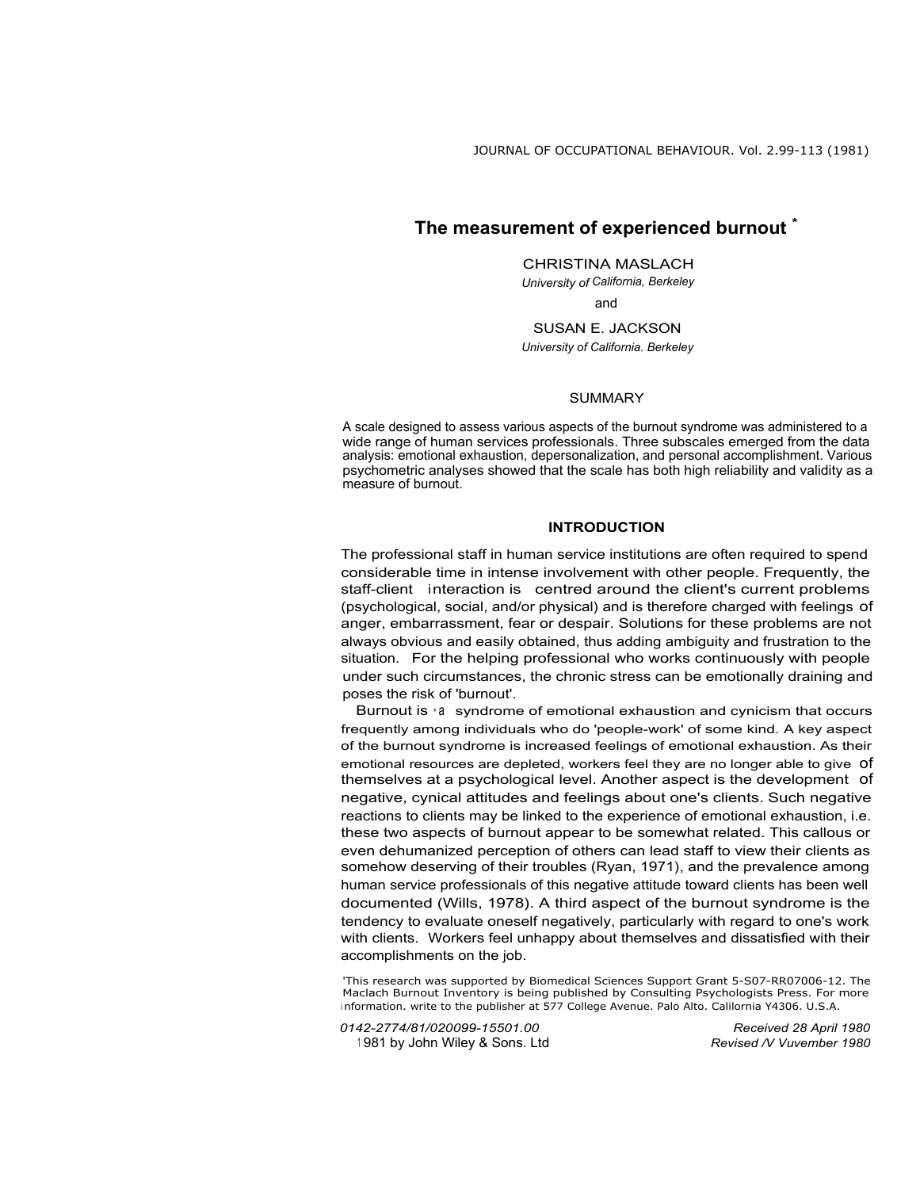# The measurement of experienced burnout *

CHRISTINA MASLACH
*University of California, Berkeley*

and

SUSAN E. JACKSON
*University of California. Berkeley*

## SUMMARY

A scale designed to assess various aspects of the burnout syndrome was administered to a wide range of human services professionals. Three subscales emerged from the data analysis: emotional exhaustion, depersonalization, and personal accomplishment. Various psychometric analyses showed that the scale has both high reliability and validity as a measure of burnout.

## INTRODUCTION

The professional staff in human service institutions are often required to spend considerable time in intense involvement with other people. Frequently, the staff-client interaction is centred around the client's current problems (psychological, social, and/or physical) and is therefore charged with feelings of anger, embarrassment, fear or despair. Solutions for these problems are not always obvious and easily obtained, thus adding ambiguity and frustration to the situation. For the helping professional who works continuously with people under such circumstances, the chronic stress can be emotionally draining and poses the risk of 'burnout'.

Burnout is a syndrome of emotional exhaustion and cynicism that occurs frequently among individuals who do 'people-work' of some kind. A key aspect of the burnout syndrome is increased feelings of emotional exhaustion. As their emotional resources are depleted, workers feel they are no longer able to give of themselves at a psychological level. Another aspect is the development of negative, cynical attitudes and feelings about one's clients. Such negative reactions to clients may be linked to the experience of emotional exhaustion, i.e. these two aspects of burnout appear to be somewhat related. This callous or even dehumanized perception of others can lead staff to view their clients as somehow deserving of their troubles (Ryan, 1971), and the prevalence among human service professionals of this negative attitude toward clients has been well documented (Wills, 1978). A third aspect of the burnout syndrome is the tendency to evaluate oneself negatively, particularly with regard to one's work with clients. Workers feel unhappy about themselves and dissatisfied with their accomplishments on the job.

'This research was supported by Biomedical Sciences Support Grant 5-S07-RR07006-12. The Maclach Burnout Inventory is being published by Consulting Psychologists Press. For more information. write to the publisher at 577 College Avenue. Palo Alto. Calilornia Y4306. U.S.A.

0142-2774/81/020099-15501.00
1981 by John Wiley & Sons. Ltd

Received 28 April 1980
Revised /V Vuvember 1980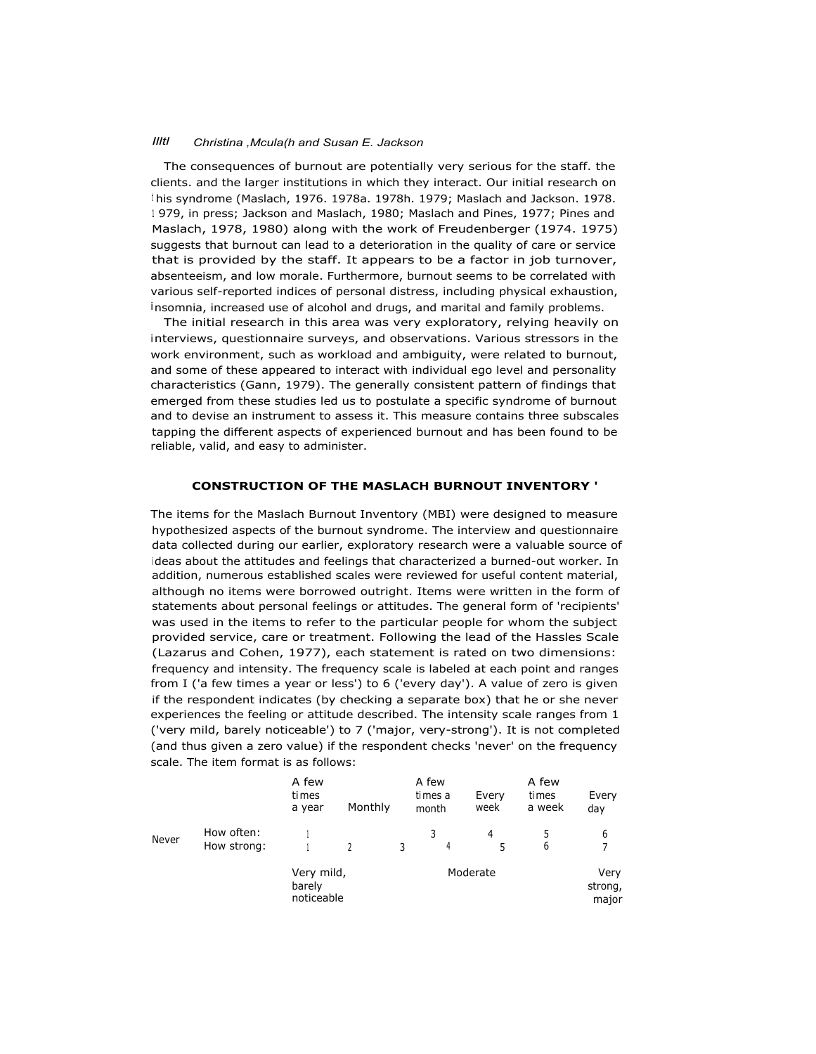The consequences of burnout are potentially very serious for the staff. the clients. and the larger institutions in which they interact. Our initial research on this syndrome (Maslach, 1976. 1978a. 1978h. 1979; Maslach and Jackson. 1978. 1979, in press; Jackson and Maslach, 1980; Maslach and Pines, 1977; Pines and Maslach, 1978, 1980) along with the work of Freudenberger (1974. 1975) suggests that burnout can lead to a deterioration in the quality of care or service that is provided by the staff. It appears to be a factor in job turnover, absenteeism, and low morale. Furthermore, burnout seems to be correlated with various self-reported indices of personal distress, including physical exhaustion, insomnia, increased use of alcohol and drugs, and marital and family problems.

The initial research in this area was very exploratory, relying heavily on interviews, questionnaire surveys, and observations. Various stressors in the work environment, such as workload and ambiguity, were related to burnout, and some of these appeared to interact with individual ego level and personality characteristics (Gann, 1979). The generally consistent pattern of findings that emerged from these studies led us to postulate a specific syndrome of burnout and to devise an instrument to assess it. This measure contains three subscales tapping the different aspects of experienced burnout and has been found to be reliable, valid, and easy to administer.

## CONSTRUCTION OF THE MASLACH BURNOUT INVENTORY '

The items for the Maslach Burnout Inventory (MBI) were designed to measure hypothesized aspects of the burnout syndrome. The interview and questionnaire data collected during our earlier, exploratory research were a valuable source of ideas about the attitudes and feelings that characterized a burned-out worker. In addition, numerous established scales were reviewed for useful content material, although no items were borrowed outright. Items were written in the form of statements about personal feelings or attitudes. The general form of 'recipients' was used in the items to refer to the particular people for whom the subject provided service, care or treatment. Following the lead of the Hassles Scale (Lazarus and Cohen, 1977), each statement is rated on two dimensions: frequency and intensity. The frequency scale is labeled at each point and ranges from I ('a few times a year or less') to 6 ('every day'). A value of zero is given if the respondent indicates (by checking a separate box) that he or she never experiences the feeling or attitude described. The intensity scale ranges from 1 ('very mild, barely noticeable') to 7 ('major, very-strong'). It is not completed (and thus given a zero value) if the respondent checks 'never' on the frequency scale. The item format is as follows:

| | | A few times a year | Monthly | | A few times a month | Every week | A few times a week | Every day |
|---|---|---|---|---|---|---|---|---|
| Never | How often: | 1 | | | 3 | 4 | 5 | 6 |
| | How strong: | 1 | 2 | 3 | 4 | 5 | 6 | 7 |
| | | Very mild, barely noticeable | | | Moderate | | | Very strong, major |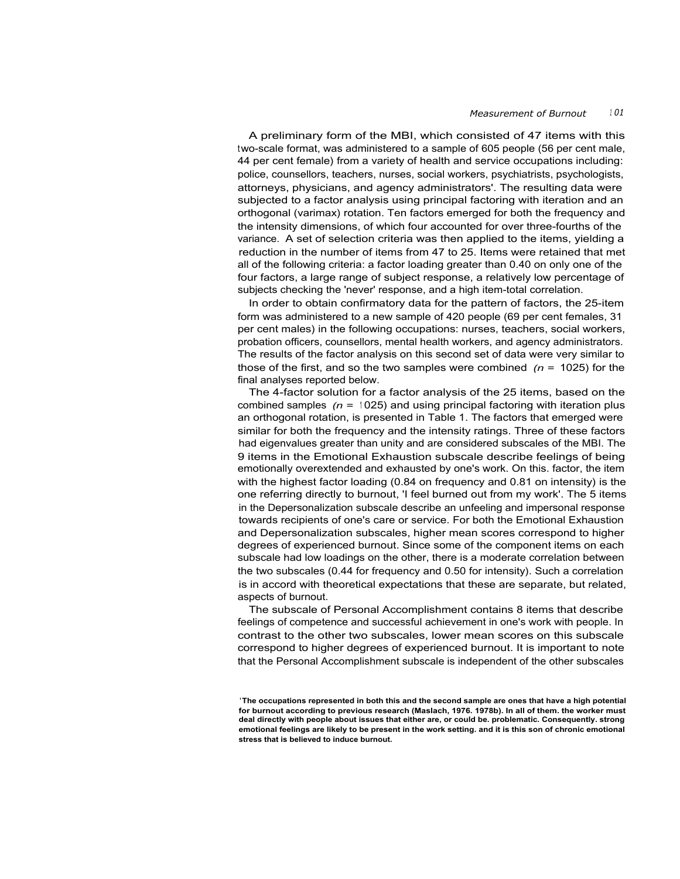A preliminary form of the MBI, which consisted of 47 items with this two-scale format, was administered to a sample of 605 people (56 per cent male, 44 per cent female) from a variety of health and service occupations including: police, counsellors, teachers, nurses, social workers, psychiatrists, psychologists, attorneys, physicians, and agency administrators[1]. The resulting data were subjected to a factor analysis using principal factoring with iteration and an orthogonal (varimax) rotation. Ten factors emerged for both the frequency and the intensity dimensions, of which four accounted for over three-fourths of the variance. A set of selection criteria was then applied to the items, yielding a reduction in the number of items from 47 to 25. Items were retained that met all of the following criteria: a factor loading greater than 0.40 on only one of the four factors, a large range of subject response, a relatively low percentage of subjects checking the 'never' response, and a high item-total correlation.

In order to obtain confirmatory data for the pattern of factors, the 25-item form was administered to a new sample of 420 people (69 per cent females, 31 per cent males) in the following occupations: nurses, teachers, social workers, probation officers, counsellors, mental health workers, and agency administrators. The results of the factor analysis on this second set of data were very similar to those of the first, and so the two samples were combined *(n* = 1025) for the final analyses reported below.

The 4-factor solution for a factor analysis of the 25 items, based on the combined samples *(n* = 1025) and using principal factoring with iteration plus an orthogonal rotation, is presented in Table 1. The factors that emerged were similar for both the frequency and the intensity ratings. Three of these factors had eigenvalues greater than unity and are considered subscales of the MBI. The 9 items in the Emotional Exhaustion subscale describe feelings of being emotionally overextended and exhausted by one's work. On this. factor, the item with the highest factor loading (0.84 on frequency and 0.81 on intensity) is the one referring directly to burnout, 'I feel burned out from my work'. The 5 items in the Depersonalization subscale describe an unfeeling and impersonal response towards recipients of one's care or service. For both the Emotional Exhaustion and Depersonalization subscales, higher mean scores correspond to higher degrees of experienced burnout. Since some of the component items on each subscale had low loadings on the other, there is a moderate correlation between the two subscales (0.44 for frequency and 0.50 for intensity). Such a correlation is in accord with theoretical expectations that these are separate, but related, aspects of burnout.

The subscale of Personal Accomplishment contains 8 items that describe feelings of competence and successful achievement in one's work with people. In contrast to the other two subscales, lower mean scores on this subscale correspond to higher degrees of experienced burnout. It is important to note that the Personal Accomplishment subscale is independent of the other subscales

**[1]The occupations represented in both this and the second sample are ones that have a high potential for burnout according to previous research (Maslach, 1976. 1978b). In all of them. the worker must deal directly with people about issues that either are, or could be. problematic. Consequently. strong emotional feelings are likely to be present in the work setting. and it is this son of chronic emotional stress that is believed to induce burnout.**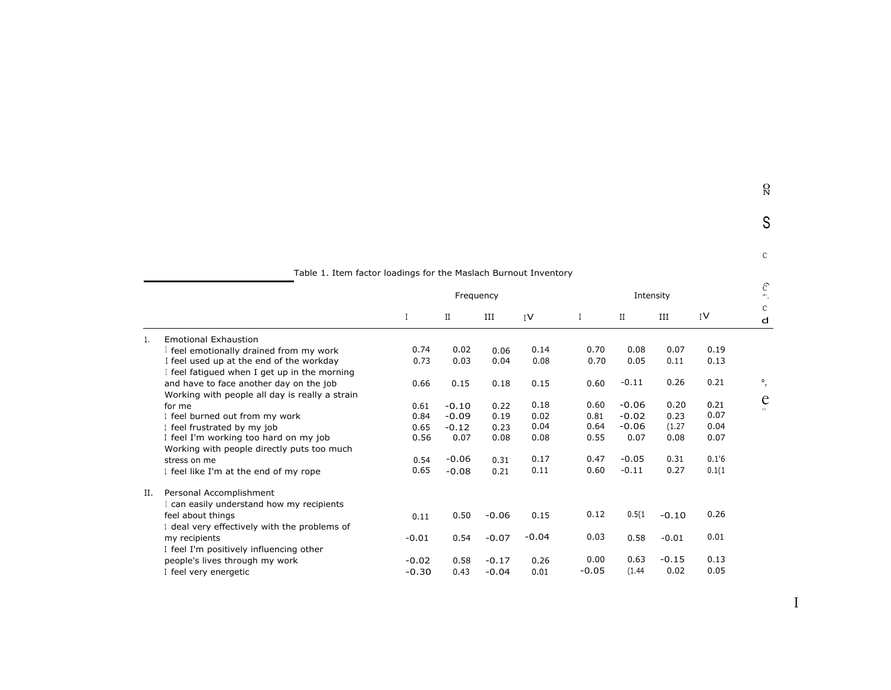Table 1. Item factor loadings for the Maslach Burnout Inventory

| | | Frequency | | | | Intensity | | | |
|---|---|---|---|---|---|---|---|---|---|
| | | I | II | III | IV | I | II | III | IV |
| 1. | Emotional Exhaustion | | | | | | | | |
| | I feel emotionally drained from my work | 0.74 | 0.02 | 0.06 | 0.14 | 0.70 | 0.08 | 0.07 | 0.19 |
| | I feel used up at the end of the workday | 0.73 | 0.03 | 0.04 | 0.08 | 0.70 | 0.05 | 0.11 | 0.13 |
| | I feel fatigued when I get up in the morning and have to face another day on the job | 0.66 | 0.15 | 0.18 | 0.15 | 0.60 | -0.11 | 0.26 | 0.21 |
| | Working with people all day is really a strain for me | 0.61 | -0.10 | 0.22 | 0.18 | 0.60 | -0.06 | 0.20 | 0.21 |
| | I feel burned out from my work | 0.84 | -0.09 | 0.19 | 0.02 | 0.81 | -0.02 | 0.23 | 0.07 |
| | I feel frustrated by my job | 0.65 | -0.12 | 0.23 | 0.04 | 0.64 | -0.06 | (1.27 | 0.04 |
| | I feel I'm working too hard on my job | 0.56 | 0.07 | 0.08 | 0.08 | 0.55 | 0.07 | 0.08 | 0.07 |
| | Working with people directly puts too much stress on me | 0.54 | -0.06 | 0.31 | 0.17 | 0.47 | -0.05 | 0.31 | 0.1'6 |
| | I feel like I'm at the end of my rope | 0.65 | -0.08 | 0.21 | 0.11 | 0.60 | -0.11 | 0.27 | 0.1(1 |
| II. | Personal Accomplishment | | | | | | | | |
| | I can easily understand how my recipients feel about things | 0.11 | 0.50 | -0.06 | 0.15 | 0.12 | 0.5(1 | -0.10 | 0.26 |
| | I deal very effectively with the problems of my recipients | -0.01 | 0.54 | -0.07 | -0.04 | 0.03 | 0.58 | -0.01 | 0.01 |
| | I feel I'm positively influencing other people's lives through my work | -0.02 | 0.58 | -0.17 | 0.26 | 0.00 | 0.63 | -0.15 | 0.13 |
| | I feel very energetic | -0.30 | 0.43 | -0.04 | 0.01 | -0.05 | (1.44 | 0.02 | 0.05 |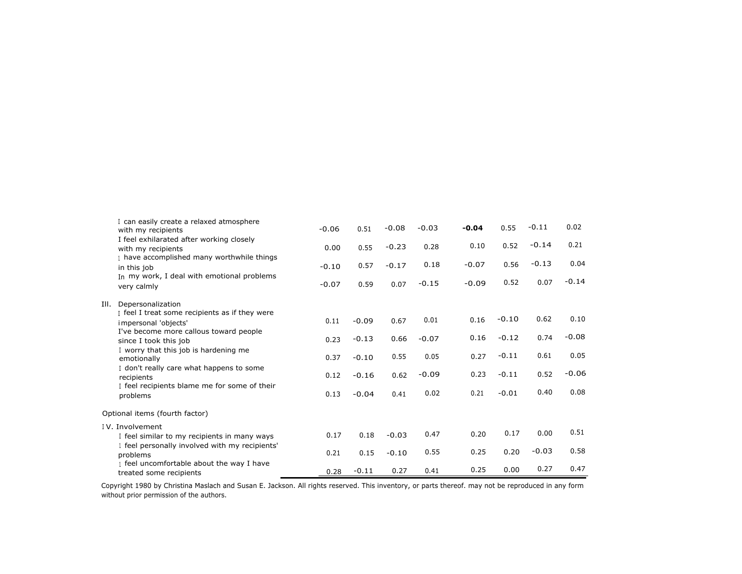| | | | | | | | | |
|---|---|---|---|---|---|---|---|---|
| I can easily create a relaxed atmosphere with my recipients | -0.06 | 0.51 | -0.08 | -0.03 | **-0.04** | 0.55 | -0.11 | 0.02 |
| I feel exhilarated after working closely with my recipients | 0.00 | 0.55 | -0.23 | 0.28 | 0.10 | 0.52 | -0.14 | 0.21 |
| I have accomplished many worthwhile things in this job | -0.10 | 0.57 | -0.17 | 0.18 | -0.07 | 0.56 | -0.13 | 0.04 |
| In my work, I deal with emotional problems very calmly | -0.07 | 0.59 | 0.07 | -0.15 | -0.09 | 0.52 | 0.07 | -0.14 |
| III. Depersonalization | | | | | | | | |
| I feel I treat some recipients as if they were impersonal 'objects' | 0.11 | -0.09 | 0.67 | 0.01 | 0.16 | -0.10 | 0.62 | 0.10 |
| I've become more callous toward people since I took this job | 0.23 | -0.13 | 0.66 | -0.07 | 0.16 | -0.12 | 0.74 | -0.08 |
| I worry that this job is hardening me emotionally | 0.37 | -0.10 | 0.55 | 0.05 | 0.27 | -0.11 | 0.61 | 0.05 |
| I don't really care what happens to some recipients | 0.12 | -0.16 | 0.62 | -0.09 | 0.23 | -0.11 | 0.52 | -0.06 |
| I feel recipients blame me for some of their problems | 0.13 | -0.04 | 0.41 | 0.02 | 0.21 | -0.01 | 0.40 | 0.08 |
| Optional items (fourth factor) | | | | | | | | |
| IV. Involvement | | | | | | | | |
| I feel similar to my recipients in many ways | 0.17 | 0.18 | -0.03 | 0.47 | 0.20 | 0.17 | 0.00 | 0.51 |
| I feel personally involved with my recipients' problems | 0.21 | 0.15 | -0.10 | 0.55 | 0.25 | 0.20 | -0.03 | 0.58 |
| I feel uncomfortable about the way I have treated some recipients | 0.28 | -0.11 | 0.27 | 0.41 | 0.25 | 0.00 | 0.27 | 0.47 |

Copyright 1980 by Christina Maslach and Susan E. Jackson. All rights reserved. This inventory, or parts thereof. may not be reproduced in any form without prior permission of the authors.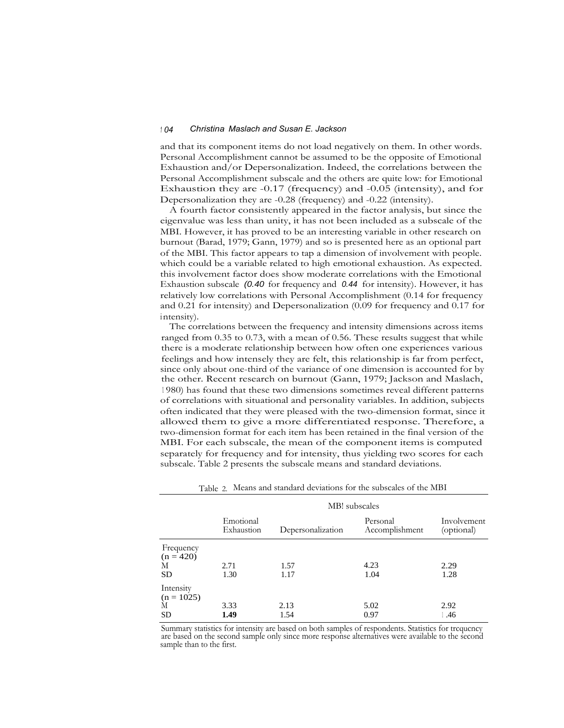and that its component items do not load negatively on them. In other words. Personal Accomplishment cannot be assumed to be the opposite of Emotional Exhaustion and/or Depersonalization. Indeed, the correlations between the Personal Accomplishment subscale and the others are quite low: for Emotional Exhaustion they are -0.17 (frequency) and -0.05 (intensity), and for Depersonalization they are -0.28 (frequency) and -0.22 (intensity).

A fourth factor consistently appeared in the factor analysis, but since the eigenvalue was less than unity, it has not been included as a subscale of the MBI. However, it has proved to be an interesting variable in other research on burnout (Barad, 1979; Gann, 1979) and so is presented here as an optional part of the MBI. This factor appears to tap a dimension of involvement with people. which could be a variable related to high emotional exhaustion. As expected. this involvement factor does show moderate correlations with the Emotional Exhaustion subscale *(0.40* for frequency and *0.44* for intensity). However, it has relatively low correlations with Personal Accomplishment (0.14 for frequency and 0.21 for intensity) and Depersonalization (0.09 for frequency and 0.17 for intensity).

The correlations between the frequency and intensity dimensions across items ranged from 0.35 to 0.73, with a mean of 0.56. These results suggest that while there is a moderate relationship between how often one experiences various feelings and how intensely they are felt, this relationship is far from perfect, since only about one-third of the variance of one dimension is accounted for by the other. Recent research on burnout (Gann, 1979; Jackson and Maslach, 1980) has found that these two dimensions sometimes reveal different patterns of correlations with situational and personality variables. In addition, subjects often indicated that they were pleased with the two-dimension format, since it allowed them to give a more differentiated response. Therefore, a two-dimension format for each item has been retained in the final version of the MBI. For each subscale, the mean of the component items is computed separately for frequency and for intensity, thus yielding two scores for each subscale. Table 2 presents the subscale means and standard deviations.

Table 2. Means and standard deviations for the subscales of the MBI

| | MBI subscales | | | |
|---|---|---|---|---|
| | Emotional Exhaustion | Depersonalization | Personal Accomplishment | Involvement (optional) |
| Frequency (n = 420) | | | | |
| M | 2.71 | 1.57 | 4.23 | 2.29 |
| SD | 1.30 | 1.17 | 1.04 | 1.28 |
| Intensity (n = 1025) | | | | |
| M | 3.33 | 2.13 | 5.02 | 2.92 |
| SD | **1.49** | 1.54 | 0.97 | 1.46 |

Summary statistics for intensity are based on both samples of respondents. Statistics for frequency are based on the second sample only since more response alternatives were available to the second sample than to the first.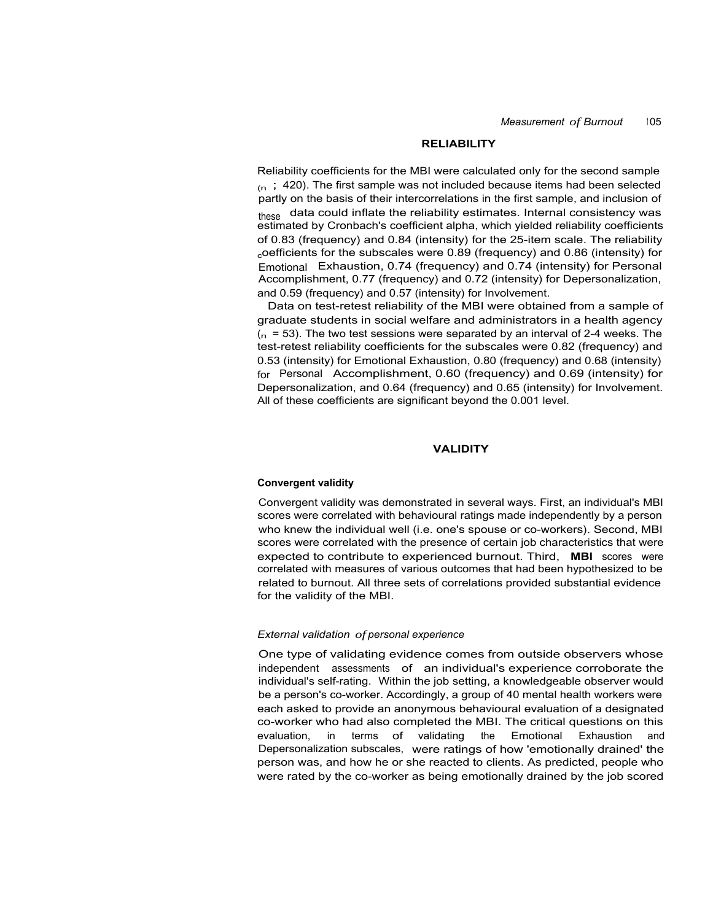## RELIABILITY

Reliability coefficients for the MBI were calculated only for the second sample ($n$ ; 420). The first sample was not included because items had been selected partly on the basis of their intercorrelations in the first sample, and inclusion of these data could inflate the reliability estimates. Internal consistency was estimated by Cronbach's coefficient alpha, which yielded reliability coefficients of 0.83 (frequency) and 0.84 (intensity) for the 25-item scale. The reliability coefficients for the subscales were 0.89 (frequency) and 0.86 (intensity) for Emotional Exhaustion, 0.74 (frequency) and 0.74 (intensity) for Personal Accomplishment, 0.77 (frequency) and 0.72 (intensity) for Depersonalization, and 0.59 (frequency) and 0.57 (intensity) for Involvement.

Data on test-retest reliability of the MBI were obtained from a sample of graduate students in social welfare and administrators in a health agency ($n$ = 53). The two test sessions were separated by an interval of 2-4 weeks. The test-retest reliability coefficients for the subscales were 0.82 (frequency) and 0.53 (intensity) for Emotional Exhaustion, 0.80 (frequency) and 0.68 (intensity) for Personal Accomplishment, 0.60 (frequency) and 0.69 (intensity) for Depersonalization, and 0.64 (frequency) and 0.65 (intensity) for Involvement. All of these coefficients are significant beyond the 0.001 level.

## VALIDITY

### Convergent validity

Convergent validity was demonstrated in several ways. First, an individual's MBI scores were correlated with behavioural ratings made independently by a person who knew the individual well (i.e. one's spouse or co-workers). Second, MBI scores were correlated with the presence of certain job characteristics that were expected to contribute to experienced burnout. Third, MBI scores were correlated with measures of various outcomes that had been hypothesized to be related to burnout. All three sets of correlations provided substantial evidence for the validity of the MBI.

#### *External validation of personal experience*

One type of validating evidence comes from outside observers whose independent assessments of an individual's experience corroborate the individual's self-rating. Within the job setting, a knowledgeable observer would be a person's co-worker. Accordingly, a group of 40 mental health workers were each asked to provide an anonymous behavioural evaluation of a designated co-worker who had also completed the MBI. The critical questions on this evaluation, in terms of validating the Emotional Exhaustion and Depersonalization subscales, were ratings of how 'emotionally drained' the person was, and how he or she reacted to clients. As predicted, people who were rated by the co-worker as being emotionally drained by the job scored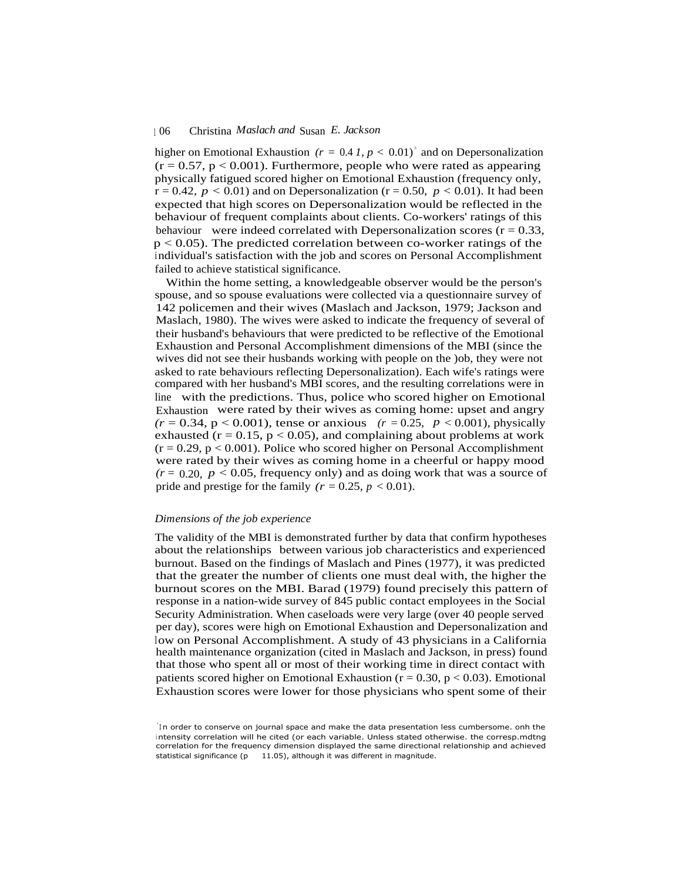higher on Emotional Exhaustion ($r = 0.41, p < 0.01$)[1] and on Depersonalization ($r = 0.57, p < 0.001$). Furthermore, people who were rated as appearing physically fatigued scored higher on Emotional Exhaustion (frequency only, $r = 0.42, p < 0.01$) and on Depersonalization ($r = 0.50, p < 0.01$). It had been expected that high scores on Depersonalization would be reflected in the behaviour of frequent complaints about clients. Co-workers' ratings of this behaviour were indeed correlated with Depersonalization scores ($r = 0.33, p < 0.05$). The predicted correlation between co-worker ratings of the individual's satisfaction with the job and scores on Personal Accomplishment failed to achieve statistical significance.

Within the home setting, a knowledgeable observer would be the person's spouse, and so spouse evaluations were collected via a questionnaire survey of 142 policemen and their wives (Maslach and Jackson, 1979; Jackson and Maslach, 1980). The wives were asked to indicate the frequency of several of their husband's behaviours that were predicted to be reflective of the Emotional Exhaustion and Personal Accomplishment dimensions of the MBI (since the wives did not see their husbands working with people on the job, they were not asked to rate behaviours reflecting Depersonalization). Each wife's ratings were compared with her husband's MBI scores, and the resulting correlations were in line with the predictions. Thus, police who scored higher on Emotional Exhaustion were rated by their wives as coming home: upset and angry ($r = 0.34, p < 0.001$), tense or anxious ($r = 0.25, p < 0.001$), physically exhausted ($r = 0.15, p < 0.05$), and complaining about problems at work ($r = 0.29, p < 0.001$). Police who scored higher on Personal Accomplishment were rated by their wives as coming home in a cheerful or happy mood ($r = 0.20, p < 0.05$, frequency only) and as doing work that was a source of pride and prestige for the family ($r = 0.25, p < 0.01$).

### *Dimensions of the job experience*

The validity of the MBI is demonstrated further by data that confirm hypotheses about the relationships between various job characteristics and experienced burnout. Based on the findings of Maslach and Pines (1977), it was predicted that the greater the number of clients one must deal with, the higher the burnout scores on the MBI. Barad (1979) found precisely this pattern of response in a nation-wide survey of 845 public contact employees in the Social Security Administration. When caseloads were very large (over 40 people served per day), scores were high on Emotional Exhaustion and Depersonalization and low on Personal Accomplishment. A study of 43 physicians in a California health maintenance organization (cited in Maslach and Jackson, in press) found that those who spent all or most of their working time in direct contact with patients scored higher on Emotional Exhaustion ($r = 0.30, p < 0.03$). Emotional Exhaustion scores were lower for those physicians who spent some of their

[1] In order to conserve on journal space and make the data presentation less cumbersome, only the intensity correlation will be cited for each variable. Unless stated otherwise, the corresponding correlation for the frequency dimension displayed the same directional relationship and achieved statistical significance ($p < 0.05$), although it was different in magnitude.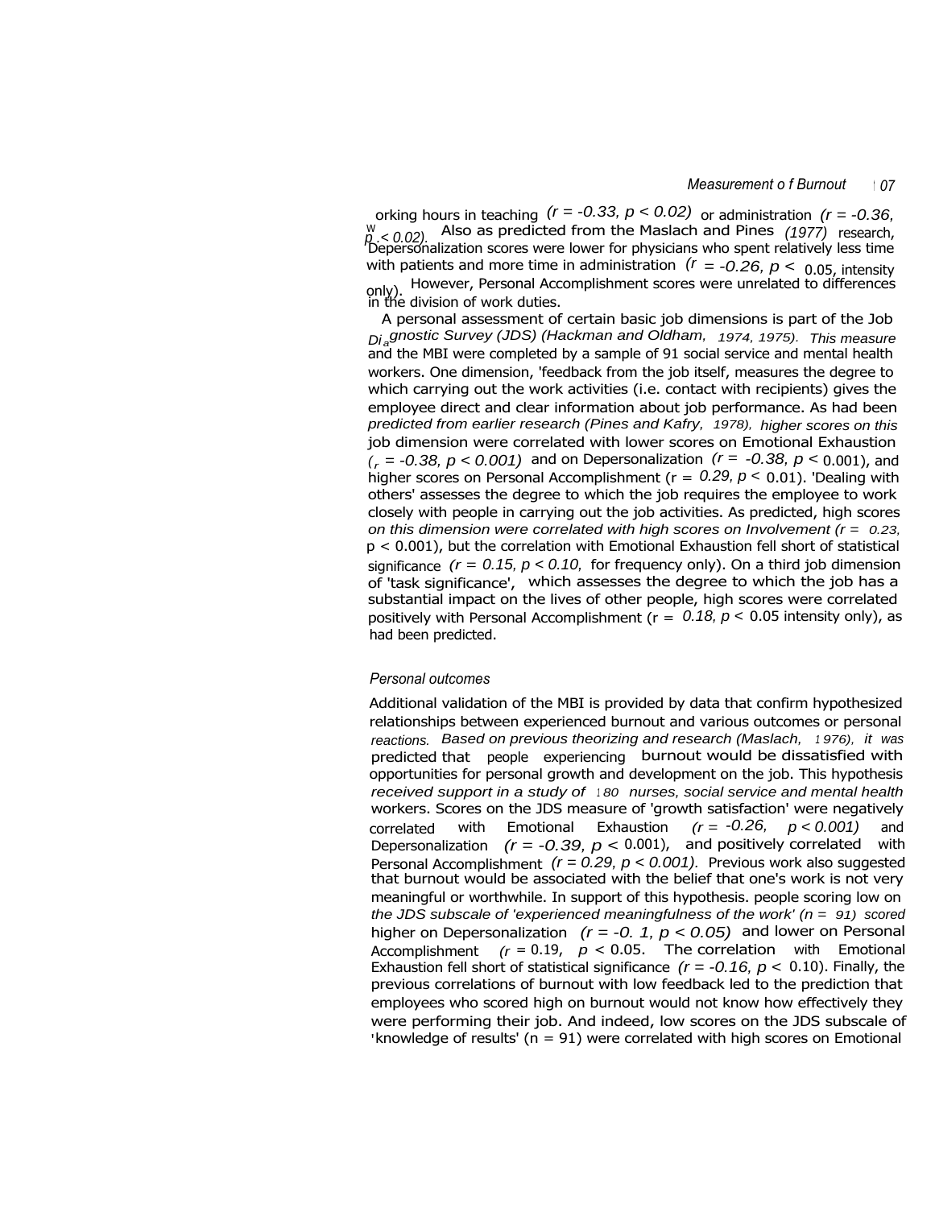working hours in teaching $(r = -0.33, p < 0.02)$ or administration $(r = -0.36, p < 0.02)$. Also as predicted from the Maslach and Pines (1977) research, Depersonalization scores were lower for physicians who spent relatively less time with patients and more time in administration $(r = -0.26, p < 0.05$, intensity only). However, Personal Accomplishment scores were unrelated to differences in the division of work duties.

A personal assessment of certain basic job dimensions is part of the Job Diagnostic Survey (JDS) (Hackman and Oldham, 1974, 1975). This measure and the MBI were completed by a sample of 91 social service and mental health workers. One dimension, 'feedback from the job itself, measures the degree to which carrying out the work activities (i.e. contact with recipients) gives the employee direct and clear information about job performance. As had been predicted from earlier research (Pines and Kafry, 1978), higher scores on this job dimension were correlated with lower scores on Emotional Exhaustion $(r = -0.38, p < 0.001)$ and on Depersonalization $(r = -0.38, p < 0.001)$, and higher scores on Personal Accomplishment $(r = 0.29, p < 0.01)$. 'Dealing with others' assesses the degree to which the job requires the employee to work closely with people in carrying out the job activities. As predicted, high scores on this dimension were correlated with high scores on Involvement $(r = 0.23, p < 0.001)$, but the correlation with Emotional Exhaustion fell short of statistical significance $(r = 0.15, p < 0.10$, for frequency only). On a third job dimension of 'task significance', which assesses the degree to which the job has a substantial impact on the lives of other people, high scores were correlated positively with Personal Accomplishment $(r = 0.18, p < 0.05$ intensity only), as had been predicted.

### *Personal outcomes*

Additional validation of the MBI is provided by data that confirm hypothesized relationships between experienced burnout and various outcomes or personal reactions. Based on previous theorizing and research (Maslach, 1976), it was predicted that people experiencing burnout would be dissatisfied with opportunities for personal growth and development on the job. This hypothesis received support in a study of 180 nurses, social service and mental health workers. Scores on the JDS measure of 'growth satisfaction' were negatively correlated with Emotional Exhaustion $(r = -0.26, p < 0.001)$ and Depersonalization $(r = -0.39, p < 0.001)$, and positively correlated with Personal Accomplishment $(r = 0.29, p < 0.001)$. Previous work also suggested that burnout would be associated with the belief that one's work is not very meaningful or worthwhile. In support of this hypothesis. people scoring low on the JDS subscale of 'experienced meaningfulness of the work' $(n = 91)$ scored higher on Depersonalization $(r = -0. 1, p < 0.05)$ and lower on Personal Accomplishment $(r = 0.19, p < 0.05$. The correlation with Emotional Exhaustion fell short of statistical significance $(r = -0.16, p < 0.10)$. Finally, the previous correlations of burnout with low feedback led to the prediction that employees who scored high on burnout would not know how effectively they were performing their job. And indeed, low scores on the JDS subscale of 'knowledge of results' $(n = 91)$ were correlated with high scores on Emotional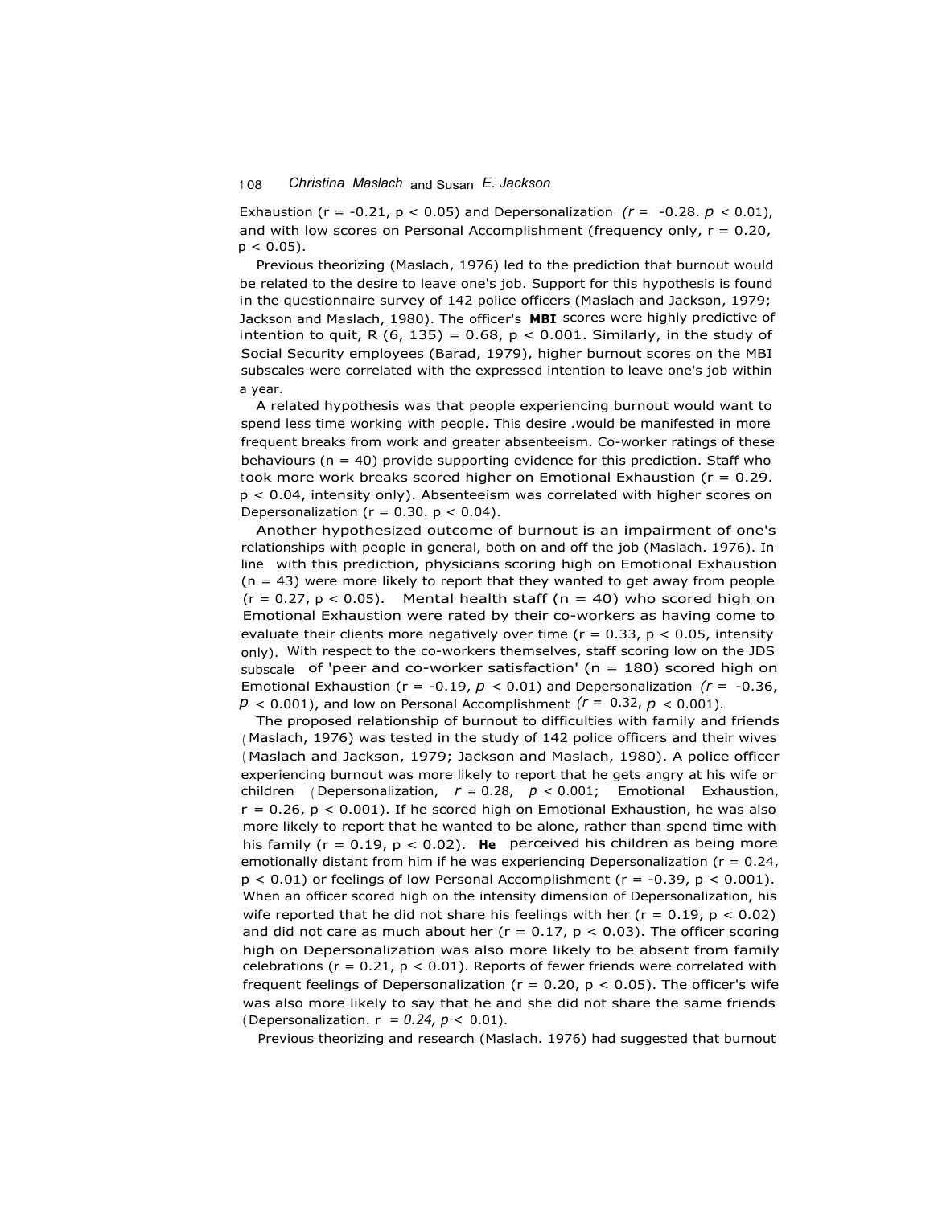Exhaustion ($r = -0.21$, $p < 0.05$) and Depersonalization ($r = -0.28$. $p < 0.01$), and with low scores on Personal Accomplishment (frequency only, $r = 0.20$, $p < 0.05$).

Previous theorizing (Maslach, 1976) led to the prediction that burnout would be related to the desire to leave one's job. Support for this hypothesis is found in the questionnaire survey of 142 police officers (Maslach and Jackson, 1979; Jackson and Maslach, 1980). The officer's **MBI** scores were highly predictive of intention to quit, $R (6, 135) = 0.68$, $p < 0.001$. Similarly, in the study of Social Security employees (Barad, 1979), higher burnout scores on the MBI subscales were correlated with the expressed intention to leave one's job within a year.

A related hypothesis was that people experiencing burnout would want to spend less time working with people. This desire .would be manifested in more frequent breaks from work and greater absenteeism. Co-worker ratings of these behaviours ($n = 40$) provide supporting evidence for this prediction. Staff who took more work breaks scored higher on Emotional Exhaustion ($r = 0.29$. $p < 0.04$, intensity only). Absenteeism was correlated with higher scores on Depersonalization ($r = 0.30$. $p < 0.04$).

Another hypothesized outcome of burnout is an impairment of one's relationships with people in general, both on and off the job (Maslach. 1976). In line with this prediction, physicians scoring high on Emotional Exhaustion ($n = 43$) were more likely to report that they wanted to get away from people ($r = 0.27$, $p < 0.05$). Mental health staff ($n = 40$) who scored high on Emotional Exhaustion were rated by their co-workers as having come to evaluate their clients more negatively over time ($r = 0.33$, $p < 0.05$, intensity only). With respect to the co-workers themselves, staff scoring low on the JDS subscale of 'peer and co-worker satisfaction' ($n = 180$) scored high on Emotional Exhaustion ($r = -0.19$, $p < 0.01$) and Depersonalization ($r = -0.36$, $p < 0.001$), and low on Personal Accomplishment ($r = 0.32$, $p < 0.001$).

The proposed relationship of burnout to difficulties with family and friends (Maslach, 1976) was tested in the study of 142 police officers and their wives (Maslach and Jackson, 1979; Jackson and Maslach, 1980). A police officer experiencing burnout was more likely to report that he gets angry at his wife or children (Depersonalization, $r = 0.28$, $p < 0.001$; Emotional Exhaustion, $r = 0.26$, $p < 0.001$). If he scored high on Emotional Exhaustion, he was also more likely to report that he wanted to be alone, rather than spend time with his family ($r = 0.19$, $p < 0.02$). **He** perceived his children as being more emotionally distant from him if he was experiencing Depersonalization ($r = 0.24$, $p < 0.01$) or feelings of low Personal Accomplishment ($r = -0.39$, $p < 0.001$). When an officer scored high on the intensity dimension of Depersonalization, his wife reported that he did not share his feelings with her ($r = 0.19$, $p < 0.02$) and did not care as much about her ($r = 0.17$, $p < 0.03$). The officer scoring high on Depersonalization was also more likely to be absent from family celebrations ($r = 0.21$, $p < 0.01$). Reports of fewer friends were correlated with frequent feelings of Depersonalization ($r = 0.20$, $p < 0.05$). The officer's wife was also more likely to say that he and she did not share the same friends (Depersonalization. $r = 0.24$, $p < 0.01$).

Previous theorizing and research (Maslach. 1976) had suggested that burnout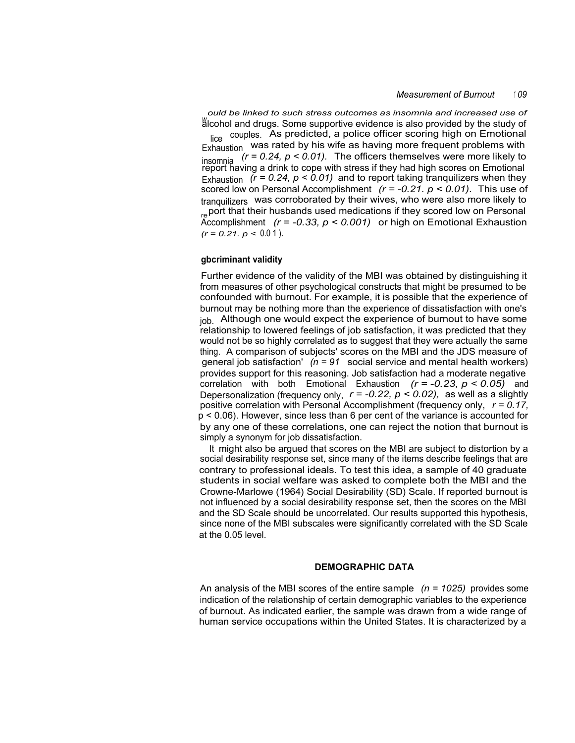would be linked to such stress outcomes as insomnia and increased use of alcohol and drugs. Some supportive evidence is also provided by the study of police couples. As predicted, a police officer scoring high on Emotional Exhaustion was rated by his wife as having more frequent problems with insomnia ($r = 0.24$, $p < 0.01$). The officers themselves were more likely to report having a drink to cope with stress if they had high scores on Emotional Exhaustion ($r = 0.24$, $p < 0.01$) and to report taking tranquilizers when they scored low on Personal Accomplishment ($r = -0.21$, $p < 0.01$). This use of tranquilizers was corroborated by their wives, who were also more likely to report that their husbands used medications if they scored low on Personal Accomplishment ($r = -0.33$, $p < 0.001$) or high on Emotional Exhaustion ($r = 0.21$, $p < 0.01$).

### Discriminant validity

Further evidence of the validity of the MBI was obtained by distinguishing it from measures of other psychological constructs that might be presumed to be confounded with burnout. For example, it is possible that the experience of burnout may be nothing more than the experience of dissatisfaction with one's job. Although one would expect the experience of burnout to have some relationship to lowered feelings of job satisfaction, it was predicted that they would not be so highly correlated as to suggest that they were actually the same thing. A comparison of subjects' scores on the MBI and the JDS measure of general job satisfaction' ($n = 91$ social service and mental health workers) provides support for this reasoning. Job satisfaction had a moderate negative correlation with both Emotional Exhaustion ($r = -0.23$, $p < 0.05$) and Depersonalization (frequency only, $r = -0.22$, $p < 0.02$), as well as a slightly positive correlation with Personal Accomplishment (frequency only, $r = 0.17$, $p < 0.06$). However, since less than 6 per cent of the variance is accounted for by any one of these correlations, one can reject the notion that burnout is simply a synonym for job dissatisfaction.

It might also be argued that scores on the MBI are subject to distortion by a social desirability response set, since many of the items describe feelings that are contrary to professional ideals. To test this idea, a sample of 40 graduate students in social welfare was asked to complete both the MBI and the Crowne-Marlowe (1964) Social Desirability (SD) Scale. If reported burnout is not influenced by a social desirability response set, then the scores on the MBI and the SD Scale should be uncorrelated. Our results supported this hypothesis, since none of the MBI subscales were significantly correlated with the SD Scale at the 0.05 level.

## DEMOGRAPHIC DATA

An analysis of the MBI scores of the entire sample ($n = 1025$) provides some indication of the relationship of certain demographic variables to the experience of burnout. As indicated earlier, the sample was drawn from a wide range of human service occupations within the United States. It is characterized by a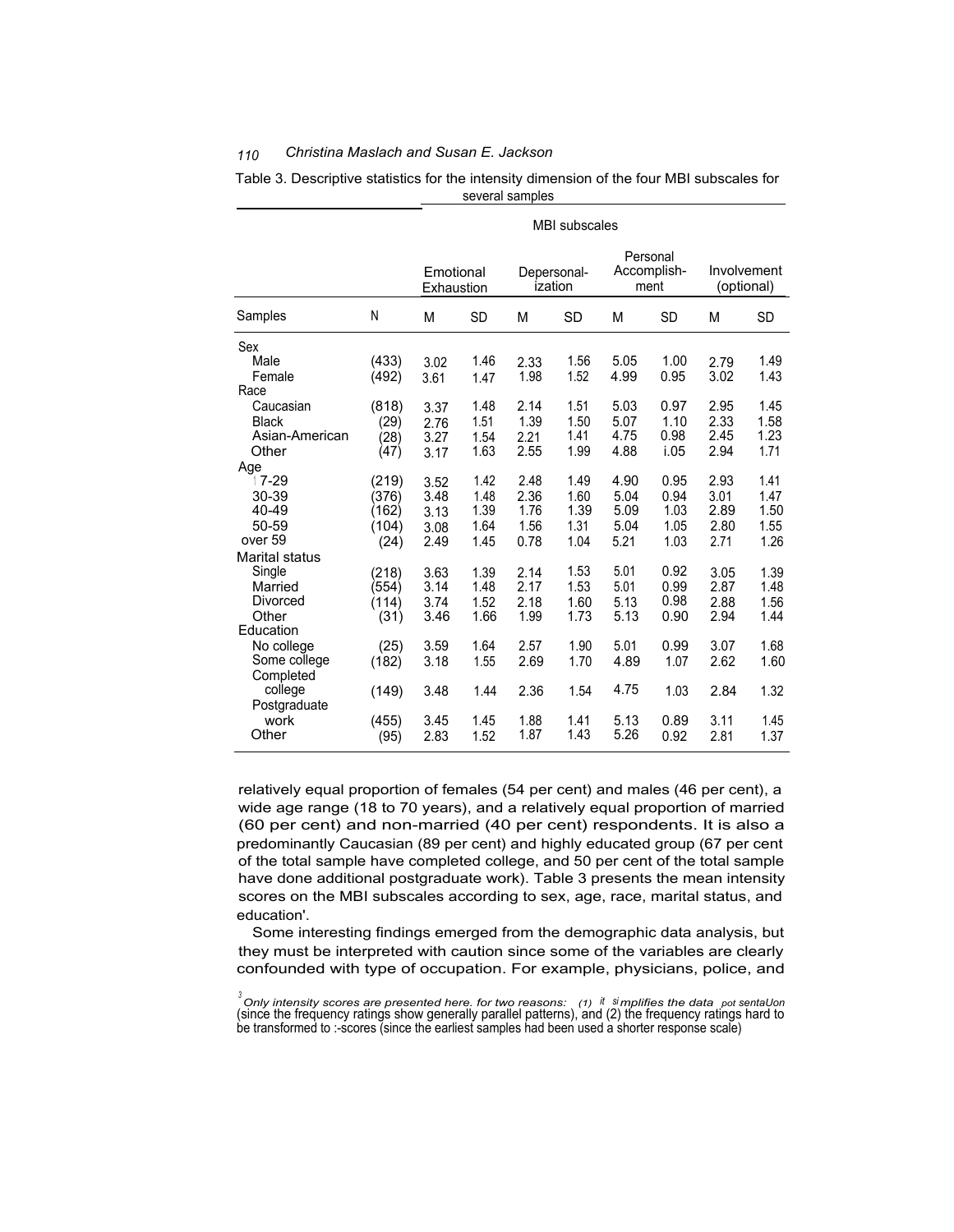Table 3. Descriptive statistics for the intensity dimension of the four MBI subscales for several samples

| | | MBI subscales | | | | | | | |
|---|---|---|---|---|---|---|---|---|---|
| | | Emotional Exhaustion | | Depersonal-ization | | Personal Accomplish-ment | | Involvement (optional) | |
| Samples | N | M | SD | M | SD | M | SD | M | SD |
| Sex | | | | | | | | | |
| Male | (433) | 3.02 | 1.46 | 2.33 | 1.56 | 5.05 | 1.00 | 2.79 | 1.49 |
| Female | (492) | 3.61 | 1.47 | 1.98 | 1.52 | 4.99 | 0.95 | 3.02 | 1.43 |
| Race | | | | | | | | | |
| Caucasian | (818) | 3.37 | 1.48 | 2.14 | 1.51 | 5.03 | 0.97 | 2.95 | 1.45 |
| Black | (29) | 2.76 | 1.51 | 1.39 | 1.50 | 5.07 | 1.10 | 2.33 | 1.58 |
| Asian-American | (28) | 3.27 | 1.54 | 2.21 | 1.41 | 4.75 | 0.98 | 2.45 | 1.23 |
| Other | (47) | 3.17 | 1.63 | 2.55 | 1.99 | 4.88 | i.05 | 2.94 | 1.71 |
| Age | | | | | | | | | |
| 17-29 | (219) | 3.52 | 1.42 | 2.48 | 1.49 | 4.90 | 0.95 | 2.93 | 1.41 |
| 30-39 | (376) | 3.48 | 1.48 | 2.36 | 1.60 | 5.04 | 0.94 | 3.01 | 1.47 |
| 40-49 | (162) | 3.13 | 1.39 | 1.76 | 1.39 | 5.09 | 1.03 | 2.89 | 1.50 |
| 50-59 | (104) | 3.08 | 1.64 | 1.56 | 1.31 | 5.04 | 1.05 | 2.80 | 1.55 |
| over 59 | (24) | 2.49 | 1.45 | 0.78 | 1.04 | 5.21 | 1.03 | 2.71 | 1.26 |
| Marital status | | | | | | | | | |
| Single | (218) | 3.63 | 1.39 | 2.14 | 1.53 | 5.01 | 0.92 | 3.05 | 1.39 |
| Married | (554) | 3.14 | 1.48 | 2.17 | 1.53 | 5.01 | 0.99 | 2.87 | 1.48 |
| Divorced | (114) | 3.74 | 1.52 | 2.18 | 1.60 | 5.13 | 0.98 | 2.88 | 1.56 |
| Other | (31) | 3.46 | 1.66 | 1.99 | 1.73 | 5.13 | 0.90 | 2.94 | 1.44 |
| Education | | | | | | | | | |
| No college | (25) | 3.59 | 1.64 | 2.57 | 1.90 | 5.01 | 0.99 | 3.07 | 1.68 |
| Some college | (182) | 3.18 | 1.55 | 2.69 | 1.70 | 4.89 | 1.07 | 2.62 | 1.60 |
| Completed college | (149) | 3.48 | 1.44 | 2.36 | 1.54 | 4.75 | 1.03 | 2.84 | 1.32 |
| Postgraduate work | (455) | 3.45 | 1.45 | 1.88 | 1.41 | 5.13 | 0.89 | 3.11 | 1.45 |
| Other | (95) | 2.83 | 1.52 | 1.87 | 1.43 | 5.26 | 0.92 | 2.81 | 1.37 |

relatively equal proportion of females (54 per cent) and males (46 per cent), a wide age range (18 to 70 years), and a relatively equal proportion of married (60 per cent) and non-married (40 per cent) respondents. It is also a predominantly Caucasian (89 per cent) and highly educated group (67 per cent of the total sample have completed college, and 50 per cent of the total sample have done additional postgraduate work). Table 3 presents the mean intensity scores on the MBI subscales according to sex, age, race, marital status, and education[3].

Some interesting findings emerged from the demographic data analysis, but they must be interpreted with caution since some of the variables are clearly confounded with type of occupation. For example, physicians, police, and

[3] *Only intensity scores are presented here. for two reasons: (1) it simplifies the data presentation* (since the frequency ratings show generally parallel patterns), and (2) the frequency ratings hard to be transformed to :-scores (since the earliest samples had been used a shorter response scale)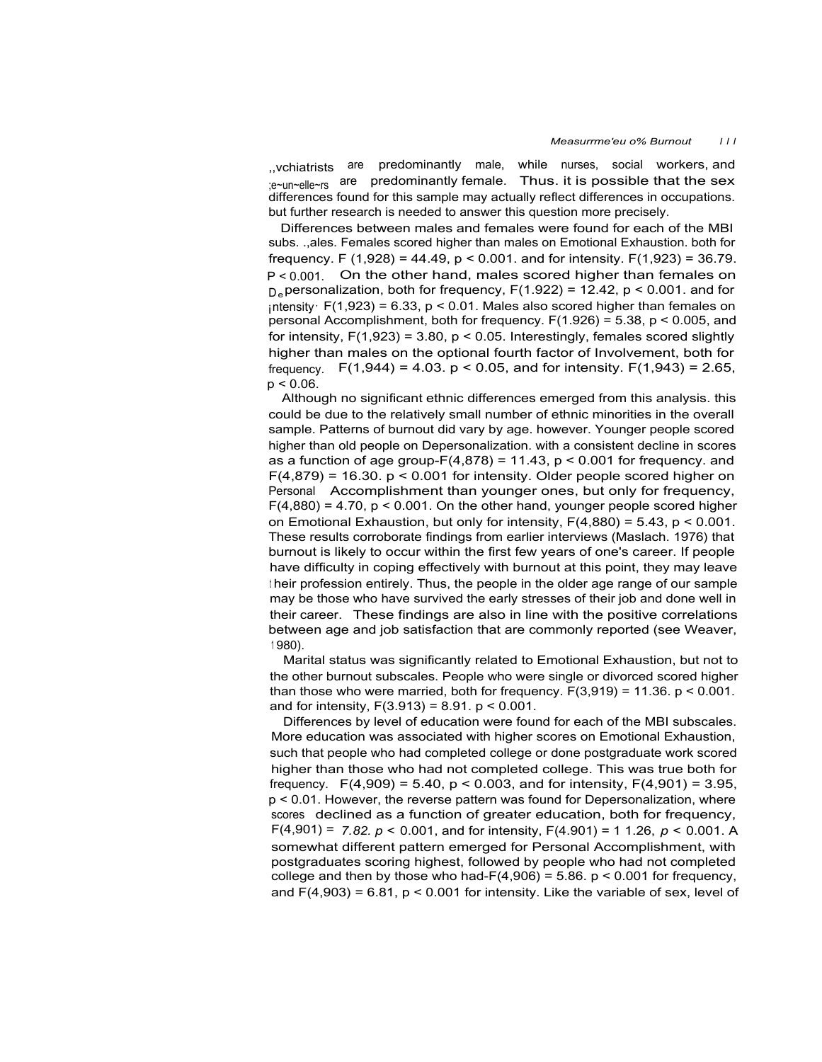,,vchiatrists are predominantly male, while nurses, social workers, and ;e~un~elle~rs are predominantly female. Thus. it is possible that the sex differences found for this sample may actually reflect differences in occupations. but further research is needed to answer this question more precisely.

Differences between males and females were found for each of the MBI subs. .,ales. Females scored higher than males on Emotional Exhaustion. both for frequency. $F(1,928) = 44.49$, $p < 0.001$. and for intensity. $F(1,923) = 36.79$. $P < 0.001$. On the other hand, males scored higher than females on Depersonalization, both for frequency, $F(1.922) = 12.42$, $p < 0.001$. and for intensity, $F(1,923) = 6.33$, $p < 0.01$. Males also scored higher than females on personal Accomplishment, both for frequency. $F(1.926) = 5.38$, $p < 0.005$, and for intensity, $F(1,923) = 3.80$, $p < 0.05$. Interestingly, females scored slightly higher than males on the optional fourth factor of Involvement, both for frequency. $F(1,944) = 4.03$. $p < 0.05$, and for intensity. $F(1,943) = 2.65$, $p < 0.06$.

Although no significant ethnic differences emerged from this analysis. this could be due to the relatively small number of ethnic minorities in the overall sample. Patterns of burnout did vary by age. however. Younger people scored higher than old people on Depersonalization. with a consistent decline in scores as a function of age group-$F(4,878) = 11.43$, $p < 0.001$ for frequency. and $F(4,879) = 16.30$. $p < 0.001$ for intensity. Older people scored higher on Personal Accomplishment than younger ones, but only for frequency, $F(4,880) = 4.70$, $p < 0.001$. On the other hand, younger people scored higher on Emotional Exhaustion, but only for intensity, $F(4,880) = 5.43$, $p < 0.001$. These results corroborate findings from earlier interviews (Maslach. 1976) that burnout is likely to occur within the first few years of one's career. If people have difficulty in coping effectively with burnout at this point, they may leave their profession entirely. Thus, the people in the older age range of our sample may be those who have survived the early stresses of their job and done well in their career. These findings are also in line with the positive correlations between age and job satisfaction that are commonly reported (see Weaver, 1980).

Marital status was significantly related to Emotional Exhaustion, but not to the other burnout subscales. People who were single or divorced scored higher than those who were married, both for frequency. $F(3,919) = 11.36$. $p < 0.001$. and for intensity, $F(3.913) = 8.91$. $p < 0.001$.

Differences by level of education were found for each of the MBI subscales. More education was associated with higher scores on Emotional Exhaustion, such that people who had completed college or done postgraduate work scored higher than those who had not completed college. This was true both for frequency. $F(4,909) = 5.40$, $p < 0.003$, and for intensity, $F(4,901) = 3.95$, $p < 0.01$. However, the reverse pattern was found for Depersonalization, where scores declined as a function of greater education, both for frequency, $F(4,901) = 7.82$. $p < 0.001$, and for intensity, $F(4.901) = 11.26$, $p < 0.001$. A somewhat different pattern emerged for Personal Accomplishment, with postgraduates scoring highest, followed by people who had not completed college and then by those who had-$F(4,906) = 5.86$. $p < 0.001$ for frequency, and $F(4,903) = 6.81$, $p < 0.001$ for intensity. Like the variable of sex, level of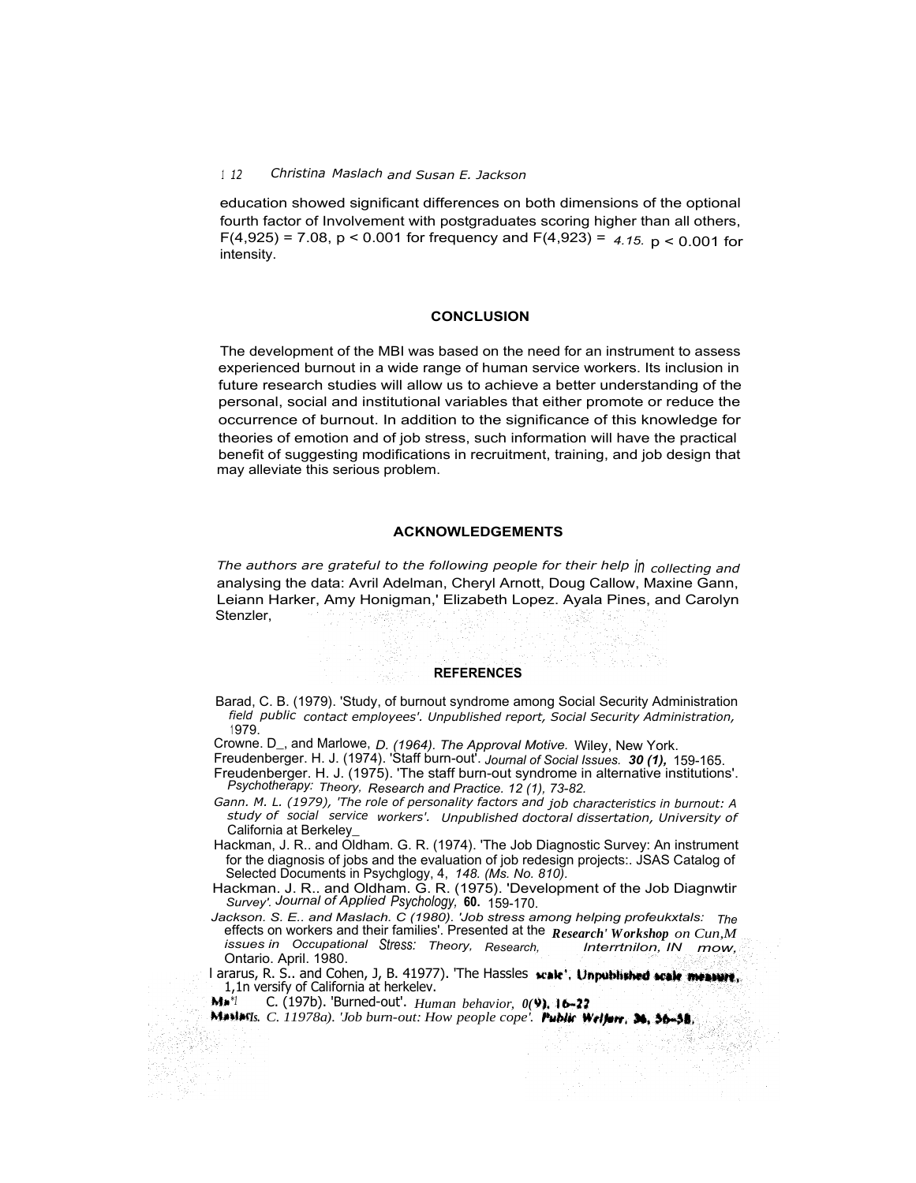education showed significant differences on both dimensions of the optional fourth factor of Involvement with postgraduates scoring higher than all others, $F(4,925) = 7.08$, $p < 0.001$ for frequency and $F(4,923) = 4.15$, $p < 0.001$ for intensity.

## CONCLUSION

The development of the MBI was based on the need for an instrument to assess experienced burnout in a wide range of human service workers. Its inclusion in future research studies will allow us to achieve a better understanding of the personal, social and institutional variables that either promote or reduce the occurrence of burnout. In addition to the significance of this knowledge for theories of emotion and of job stress, such information will have the practical benefit of suggesting modifications in recruitment, training, and job design that may alleviate this serious problem.

## ACKNOWLEDGEMENTS

*The authors are grateful to the following people for their help in collecting and* analysing the data: Avril Adelman, Cheryl Arnott, Doug Callow, Maxine Gann, Leiann Harker, Amy Honigman,' Elizabeth Lopez. Ayala Pines, and Carolyn Stenzler,

## REFERENCES

Barad, C. B. (1979). 'Study, of burnout syndrome among Social Security Administration *field public contact employees'. Unpublished report, Social Security Administration,* 1979.

Crowne. D_, and Marlowe, *D. (1964). The Approval Motive.* Wiley, New York.

Freudenberger. H. J. (1974). 'Staff burn-out'. *Journal of Social Issues.* ***30 (1),*** 159-165.

Freudenberger. H. J. (1975). 'The staff burn-out syndrome in alternative institutions'. *Psychotherapy: Theory, Research and Practice. 12 (1), 73-82.*

*Gann. M. L. (1979), 'The role of personality factors and job characteristics in burnout: A study of social service workers'. Unpublished doctoral dissertation, University of* California at Berkeley_

Hackman, J. R.. and Oldham. G. R. (1974). 'The Job Diagnostic Survey: An instrument for the diagnosis of jobs and the evaluation of job redesign projects:. JSAS Catalog of Selected Documents in Psychglogy, 4, *148. (Ms. No. 810).*

Hackman. J. R.. and Oldham. G. R. (1975). 'Development of the Job Diagnwtir *Survey'. Journal of Applied Psychology,* **60.** 159-170.

*Jackson. S. E.. and Maslach. C (1980). 'Job stress among helping profeukxtals: The* effects on workers and their families'. Presented at the ***Research' Workshop*** *on Cun,M issues in Occupational Stress: Theory, Research, Interrtnilon, IN mow,* Ontario. April. 1980.

l ararus, R. S.. and Cohen, J, B. 41977). 'The Hassles **scale'. Unpublished scale measure,** 1,1n versify of California at herkelev.

Ma*l C. (197b). 'Burned-out'. *Human behavior,* ***0(9), 16–22***

MaslacIs. *C. 11978a). 'Job burn-out: How people cope'.* ***Public Welfare, 36, 56–58.***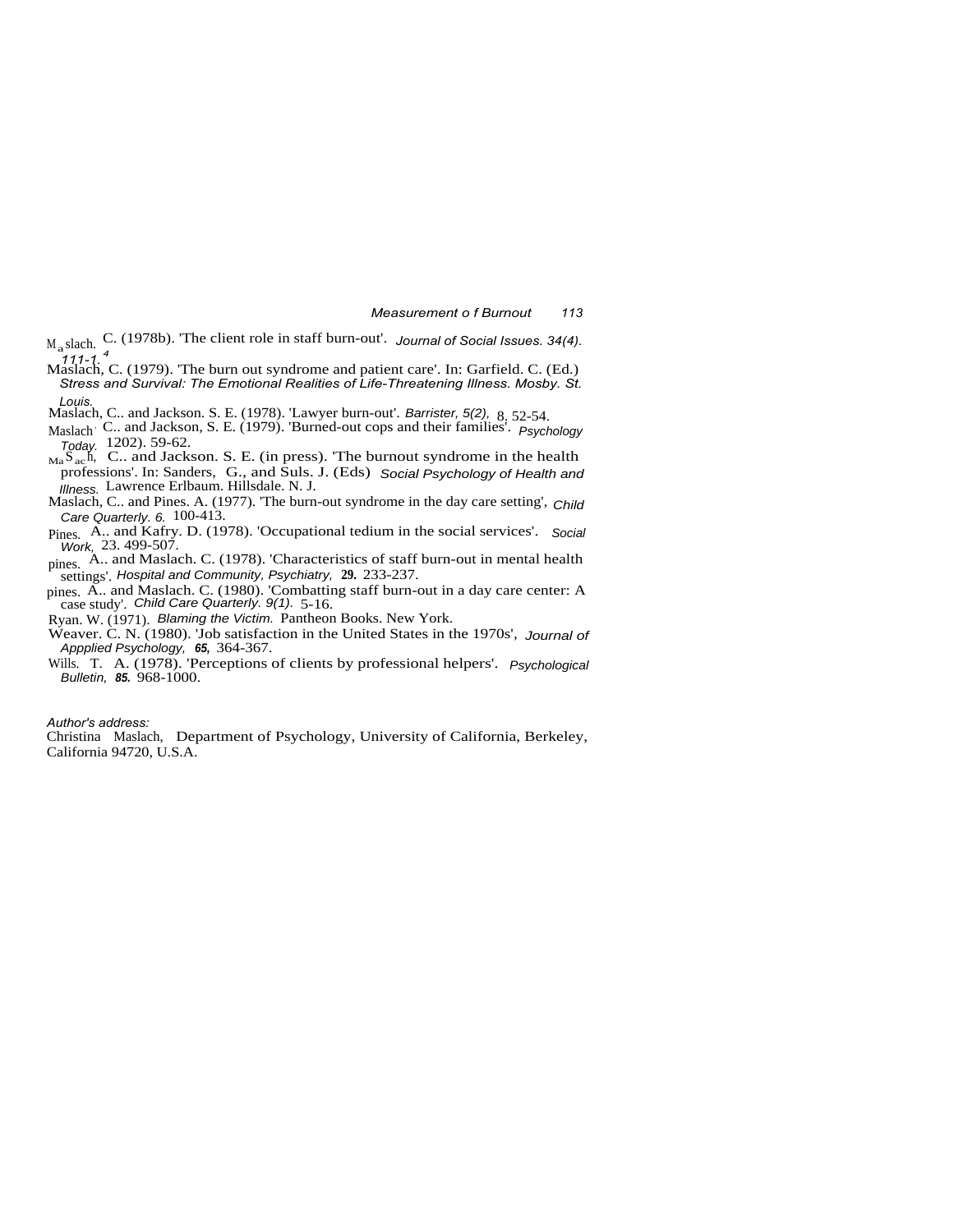Maslach. C. (1978b). 'The client role in staff burn-out'. *Journal of Social Issues. 34(4). 111-1.* [4]

Maslach, C. (1979). 'The burn out syndrome and patient care'. In: Garfield. C. (Ed.) *Stress and Survival: The Emotional Realities of Life-Threatening Illness. Mosby. St. Louis.*

Maslach, C.. and Jackson. S. E. (1978). 'Lawyer burn-out'. *Barrister, 5(2),* 8, 52-54.

Maslach, C.. and Jackson, S. E. (1979). 'Burned-out cops and their families'. *Psychology Today.* 1202). 59-62.

Maslach, C.. and Jackson. S. E. (in press). 'The burnout syndrome in the health professions'. In: Sanders, G., and Suls. J. (Eds) *Social Psychology of Health and Illness.* Lawrence Erlbaum. Hillsdale. N. J.

Maslach, C.. and Pines. A. (1977). 'The burn-out syndrome in the day care setting', *Child Care Quarterly. 6.* 100-413.

Pines. A.. and Kafry. D. (1978). 'Occupational tedium in the social services'. *Social Work,* 23. 499-507.

pines. A.. and Maslach. C. (1978). 'Characteristics of staff burn-out in mental health settings'. *Hospital and Community, Psychiatry,* **29.** 233-237.

pines. A.. and Maslach. C. (1980). 'Combatting staff burn-out in a day care center: A case study'. *Child Care Quarterly. 9(1).* 5-16.

Ryan. W. (1971). *Blaming the Victim.* Pantheon Books. New York.

Weaver. C. N. (1980). 'Job satisfaction in the United States in the 1970s', *Journal of Appplied Psychology,* ***65,*** 364-367.

Wills. T. A. (1978). 'Perceptions of clients by professional helpers'. *Psychological Bulletin,* ***85.*** 968-1000.

*Author's address:*
Christina Maslach, Department of Psychology, University of California, Berkeley, California 94720, U.S.A.